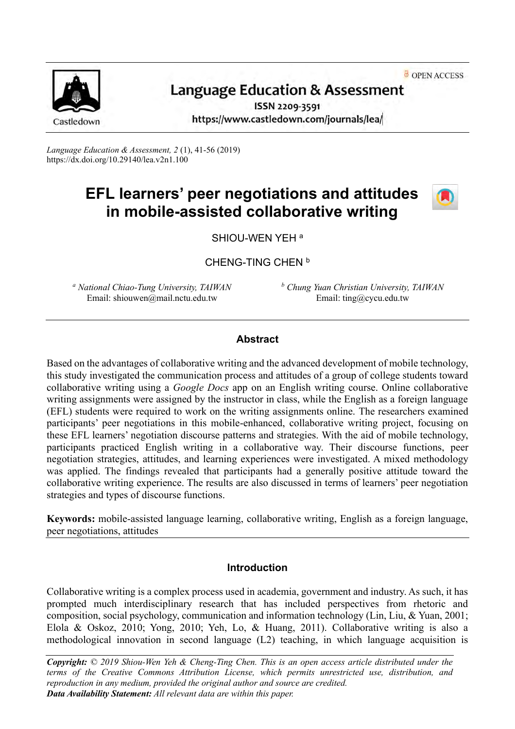OPEN ACCESS

Castledown

**Language Education & Assessment**

ISSN 2209-3591

https://www.castledown.com/journals/lea/

*Language Education & Assessment, 2* (1), 41-56 (2019)
https://dx.doi.org/10.29140/lea.v2n1.100

# EFL learners' peer negotiations and attitudes in mobile-assisted collaborative writing

SHIOU-WEN YEH [a]

CHENG-TING CHEN [b]

[a] *National Chiao-Tung University, TAIWAN*
Email: shiouwen@mail.nctu.edu.tw

[b] *Chung Yuan Christian University, TAIWAN*
Email: ting@cycu.edu.tw

## Abstract

Based on the advantages of collaborative writing and the advanced development of mobile technology, this study investigated the communication process and attitudes of a group of college students toward collaborative writing using a *Google Docs* app on an English writing course. Online collaborative writing assignments were assigned by the instructor in class, while the English as a foreign language (EFL) students were required to work on the writing assignments online. The researchers examined participants' peer negotiations in this mobile-enhanced, collaborative writing project, focusing on these EFL learners' negotiation discourse patterns and strategies. With the aid of mobile technology, participants practiced English writing in a collaborative way. Their discourse functions, peer negotiation strategies, attitudes, and learning experiences were investigated. A mixed methodology was applied. The findings revealed that participants had a generally positive attitude toward the collaborative writing experience. The results are also discussed in terms of learners' peer negotiation strategies and types of discourse functions.

**Keywords:** mobile-assisted language learning, collaborative writing, English as a foreign language, peer negotiations, attitudes

## Introduction

Collaborative writing is a complex process used in academia, government and industry. As such, it has prompted much interdisciplinary research that has included perspectives from rhetoric and composition, social psychology, communication and information technology (Lin, Liu, & Yuan, 2001; Elola & Oskoz, 2010; Yong, 2010; Yeh, Lo, & Huang, 2011). Collaborative writing is also a methodological innovation in second language (L2) teaching, in which language acquisition is

***Copyright:*** *© 2019 Shiou-Wen Yeh & Cheng-Ting Chen. This is an open access article distributed under the terms of the Creative Commons Attribution License, which permits unrestricted use, distribution, and reproduction in any medium, provided the original author and source are credited.*
***Data Availability Statement:*** *All relevant data are within this paper.*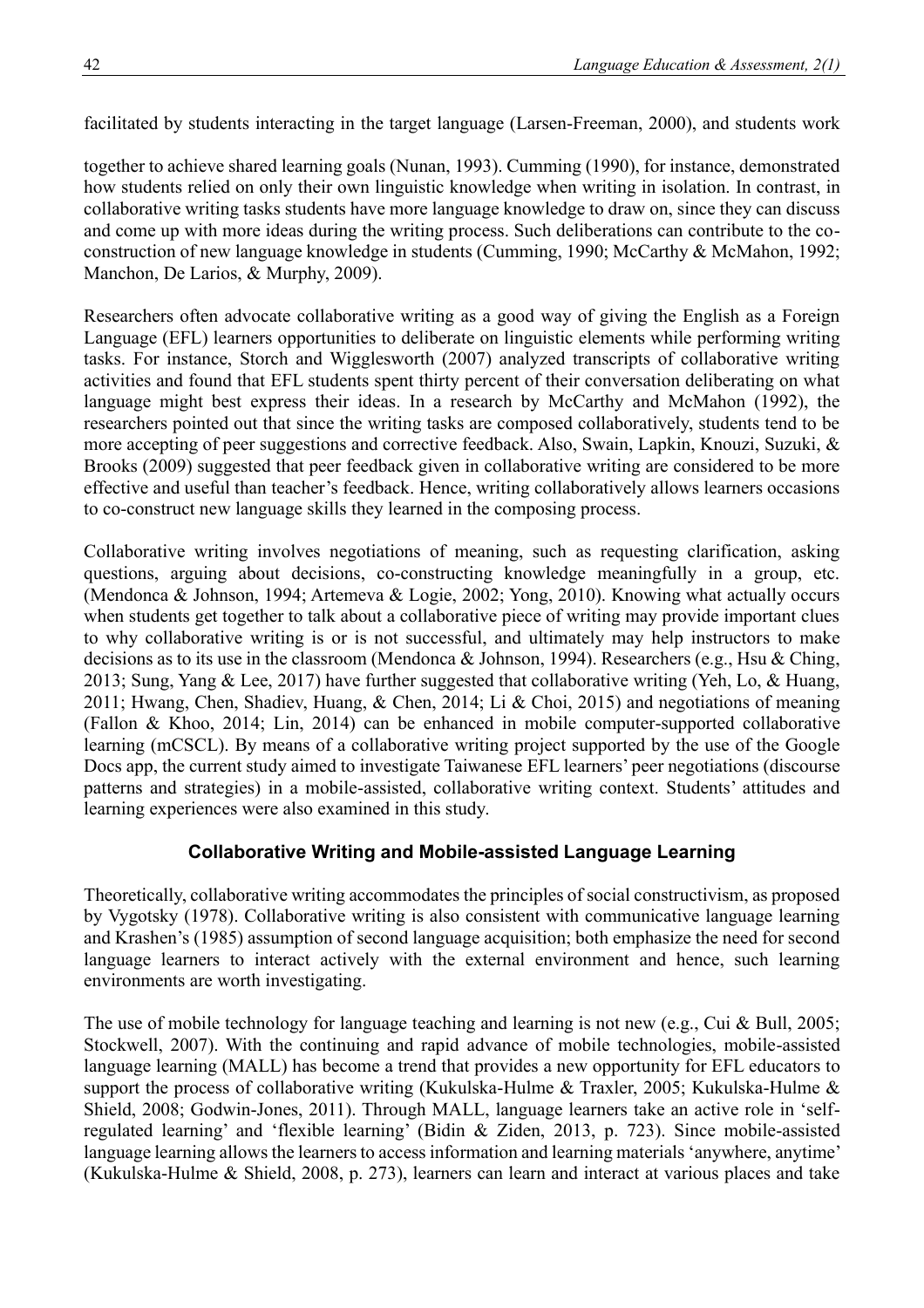facilitated by students interacting in the target language (Larsen-Freeman, 2000), and students work

together to achieve shared learning goals (Nunan, 1993). Cumming (1990), for instance, demonstrated how students relied on only their own linguistic knowledge when writing in isolation. In contrast, in collaborative writing tasks students have more language knowledge to draw on, since they can discuss and come up with more ideas during the writing process. Such deliberations can contribute to the co-construction of new language knowledge in students (Cumming, 1990; McCarthy & McMahon, 1992; Manchon, De Larios, & Murphy, 2009).

Researchers often advocate collaborative writing as a good way of giving the English as a Foreign Language (EFL) learners opportunities to deliberate on linguistic elements while performing writing tasks. For instance, Storch and Wigglesworth (2007) analyzed transcripts of collaborative writing activities and found that EFL students spent thirty percent of their conversation deliberating on what language might best express their ideas. In a research by McCarthy and McMahon (1992), the researchers pointed out that since the writing tasks are composed collaboratively, students tend to be more accepting of peer suggestions and corrective feedback. Also, Swain, Lapkin, Knouzi, Suzuki, & Brooks (2009) suggested that peer feedback given in collaborative writing are considered to be more effective and useful than teacher's feedback. Hence, writing collaboratively allows learners occasions to co-construct new language skills they learned in the composing process.

Collaborative writing involves negotiations of meaning, such as requesting clarification, asking questions, arguing about decisions, co-constructing knowledge meaningfully in a group, etc. (Mendonca & Johnson, 1994; Artemeva & Logie, 2002; Yong, 2010). Knowing what actually occurs when students get together to talk about a collaborative piece of writing may provide important clues to why collaborative writing is or is not successful, and ultimately may help instructors to make decisions as to its use in the classroom (Mendonca & Johnson, 1994). Researchers (e.g., Hsu & Ching, 2013; Sung, Yang & Lee, 2017) have further suggested that collaborative writing (Yeh, Lo, & Huang, 2011; Hwang, Chen, Shadiev, Huang, & Chen, 2014; Li & Choi, 2015) and negotiations of meaning (Fallon & Khoo, 2014; Lin, 2014) can be enhanced in mobile computer-supported collaborative learning (mCSCL). By means of a collaborative writing project supported by the use of the Google Docs app, the current study aimed to investigate Taiwanese EFL learners' peer negotiations (discourse patterns and strategies) in a mobile-assisted, collaborative writing context. Students' attitudes and learning experiences were also examined in this study.

## Collaborative Writing and Mobile-assisted Language Learning

Theoretically, collaborative writing accommodates the principles of social constructivism, as proposed by Vygotsky (1978). Collaborative writing is also consistent with communicative language learning and Krashen's (1985) assumption of second language acquisition; both emphasize the need for second language learners to interact actively with the external environment and hence, such learning environments are worth investigating.

The use of mobile technology for language teaching and learning is not new (e.g., Cui & Bull, 2005; Stockwell, 2007). With the continuing and rapid advance of mobile technologies, mobile-assisted language learning (MALL) has become a trend that provides a new opportunity for EFL educators to support the process of collaborative writing (Kukulska-Hulme & Traxler, 2005; Kukulska-Hulme & Shield, 2008; Godwin-Jones, 2011). Through MALL, language learners take an active role in 'self-regulated learning' and 'flexible learning' (Bidin & Ziden, 2013, p. 723). Since mobile-assisted language learning allows the learners to access information and learning materials 'anywhere, anytime' (Kukulska-Hulme & Shield, 2008, p. 273), learners can learn and interact at various places and take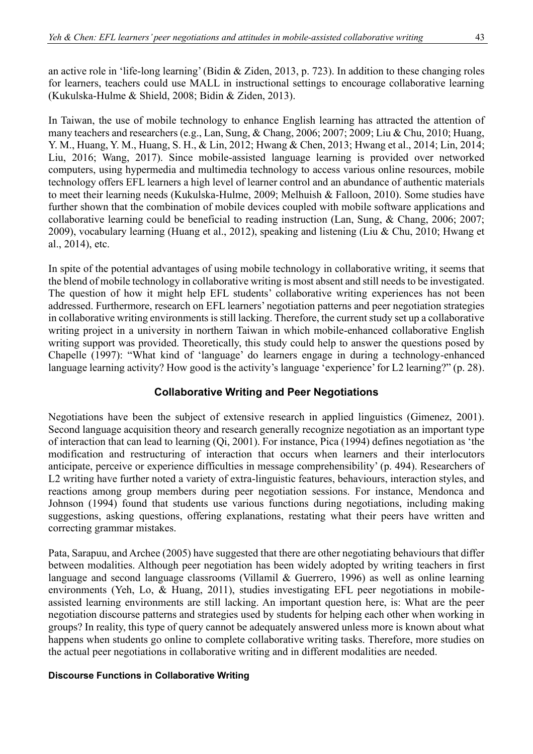an active role in 'life-long learning' (Bidin & Ziden, 2013, p. 723). In addition to these changing roles for learners, teachers could use MALL in instructional settings to encourage collaborative learning (Kukulska-Hulme & Shield, 2008; Bidin & Ziden, 2013).

In Taiwan, the use of mobile technology to enhance English learning has attracted the attention of many teachers and researchers (e.g., Lan, Sung, & Chang, 2006; 2007; 2009; Liu & Chu, 2010; Huang, Y. M., Huang, Y. M., Huang, S. H., & Lin, 2012; Hwang & Chen, 2013; Hwang et al., 2014; Lin, 2014; Liu, 2016; Wang, 2017). Since mobile-assisted language learning is provided over networked computers, using hypermedia and multimedia technology to access various online resources, mobile technology offers EFL learners a high level of learner control and an abundance of authentic materials to meet their learning needs (Kukulska-Hulme, 2009; Melhuish & Falloon, 2010). Some studies have further shown that the combination of mobile devices coupled with mobile software applications and collaborative learning could be beneficial to reading instruction (Lan, Sung, & Chang, 2006; 2007; 2009), vocabulary learning (Huang et al., 2012), speaking and listening (Liu & Chu, 2010; Hwang et al., 2014), etc.

In spite of the potential advantages of using mobile technology in collaborative writing, it seems that the blend of mobile technology in collaborative writing is most absent and still needs to be investigated. The question of how it might help EFL students' collaborative writing experiences has not been addressed. Furthermore, research on EFL learners' negotiation patterns and peer negotiation strategies in collaborative writing environments is still lacking. Therefore, the current study set up a collaborative writing project in a university in northern Taiwan in which mobile-enhanced collaborative English writing support was provided. Theoretically, this study could help to answer the questions posed by Chapelle (1997): "What kind of 'language' do learners engage in during a technology-enhanced language learning activity? How good is the activity's language 'experience' for L2 learning?" (p. 28).

## Collaborative Writing and Peer Negotiations

Negotiations have been the subject of extensive research in applied linguistics (Gimenez, 2001). Second language acquisition theory and research generally recognize negotiation as an important type of interaction that can lead to learning (Qi, 2001). For instance, Pica (1994) defines negotiation as 'the modification and restructuring of interaction that occurs when learners and their interlocutors anticipate, perceive or experience difficulties in message comprehensibility' (p. 494). Researchers of L2 writing have further noted a variety of extra-linguistic features, behaviours, interaction styles, and reactions among group members during peer negotiation sessions. For instance, Mendonca and Johnson (1994) found that students use various functions during negotiations, including making suggestions, asking questions, offering explanations, restating what their peers have written and correcting grammar mistakes.

Pata, Sarapuu, and Archee (2005) have suggested that there are other negotiating behaviours that differ between modalities. Although peer negotiation has been widely adopted by writing teachers in first language and second language classrooms (Villamil & Guerrero, 1996) as well as online learning environments (Yeh, Lo, & Huang, 2011), studies investigating EFL peer negotiations in mobile-assisted learning environments are still lacking. An important question here, is: What are the peer negotiation discourse patterns and strategies used by students for helping each other when working in groups? In reality, this type of query cannot be adequately answered unless more is known about what happens when students go online to complete collaborative writing tasks. Therefore, more studies on the actual peer negotiations in collaborative writing and in different modalities are needed.

### Discourse Functions in Collaborative Writing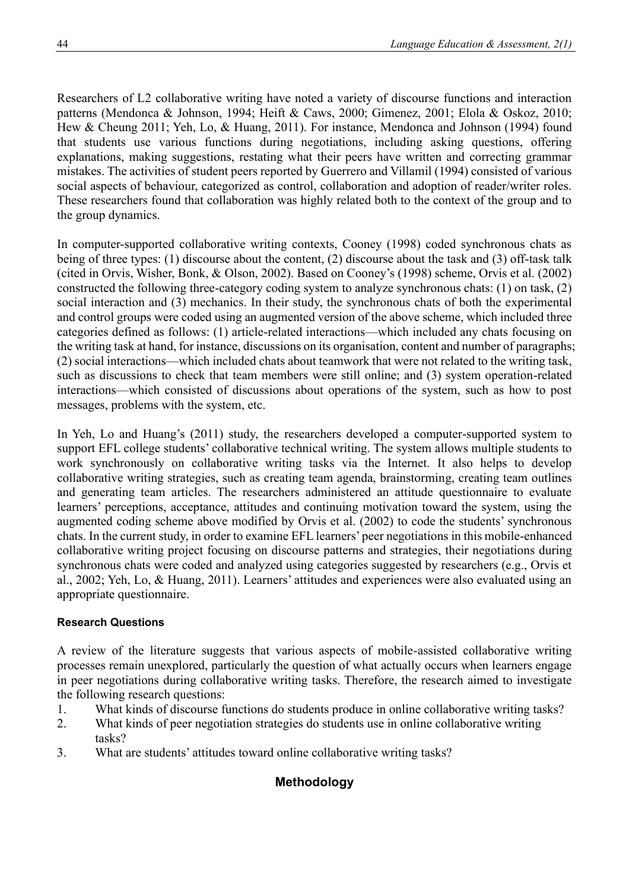Researchers of L2 collaborative writing have noted a variety of discourse functions and interaction patterns (Mendonca & Johnson, 1994; Heift & Caws, 2000; Gimenez, 2001; Elola & Oskoz, 2010; Hew & Cheung 2011; Yeh, Lo, & Huang, 2011). For instance, Mendonca and Johnson (1994) found that students use various functions during negotiations, including asking questions, offering explanations, making suggestions, restating what their peers have written and correcting grammar mistakes. The activities of student peers reported by Guerrero and Villamil (1994) consisted of various social aspects of behaviour, categorized as control, collaboration and adoption of reader/writer roles. These researchers found that collaboration was highly related both to the context of the group and to the group dynamics.

In computer-supported collaborative writing contexts, Cooney (1998) coded synchronous chats as being of three types: (1) discourse about the content, (2) discourse about the task and (3) off-task talk (cited in Orvis, Wisher, Bonk, & Olson, 2002). Based on Cooney's (1998) scheme, Orvis et al. (2002) constructed the following three-category coding system to analyze synchronous chats: (1) on task, (2) social interaction and (3) mechanics. In their study, the synchronous chats of both the experimental and control groups were coded using an augmented version of the above scheme, which included three categories defined as follows: (1) article-related interactions—which included any chats focusing on the writing task at hand, for instance, discussions on its organisation, content and number of paragraphs; (2) social interactions—which included chats about teamwork that were not related to the writing task, such as discussions to check that team members were still online; and (3) system operation-related interactions—which consisted of discussions about operations of the system, such as how to post messages, problems with the system, etc.

In Yeh, Lo and Huang's (2011) study, the researchers developed a computer-supported system to support EFL college students' collaborative technical writing. The system allows multiple students to work synchronously on collaborative writing tasks via the Internet. It also helps to develop collaborative writing strategies, such as creating team agenda, brainstorming, creating team outlines and generating team articles. The researchers administered an attitude questionnaire to evaluate learners' perceptions, acceptance, attitudes and continuing motivation toward the system, using the augmented coding scheme above modified by Orvis et al. (2002) to code the students' synchronous chats. In the current study, in order to examine EFL learners' peer negotiations in this mobile-enhanced collaborative writing project focusing on discourse patterns and strategies, their negotiations during synchronous chats were coded and analyzed using categories suggested by researchers (e.g., Orvis et al., 2002; Yeh, Lo, & Huang, 2011). Learners' attitudes and experiences were also evaluated using an appropriate questionnaire.

### Research Questions

A review of the literature suggests that various aspects of mobile-assisted collaborative writing processes remain unexplored, particularly the question of what actually occurs when learners engage in peer negotiations during collaborative writing tasks. Therefore, the research aimed to investigate the following research questions:

1. What kinds of discourse functions do students produce in online collaborative writing tasks?
2. What kinds of peer negotiation strategies do students use in online collaborative writing tasks?
3. What are students' attitudes toward online collaborative writing tasks?

## Methodology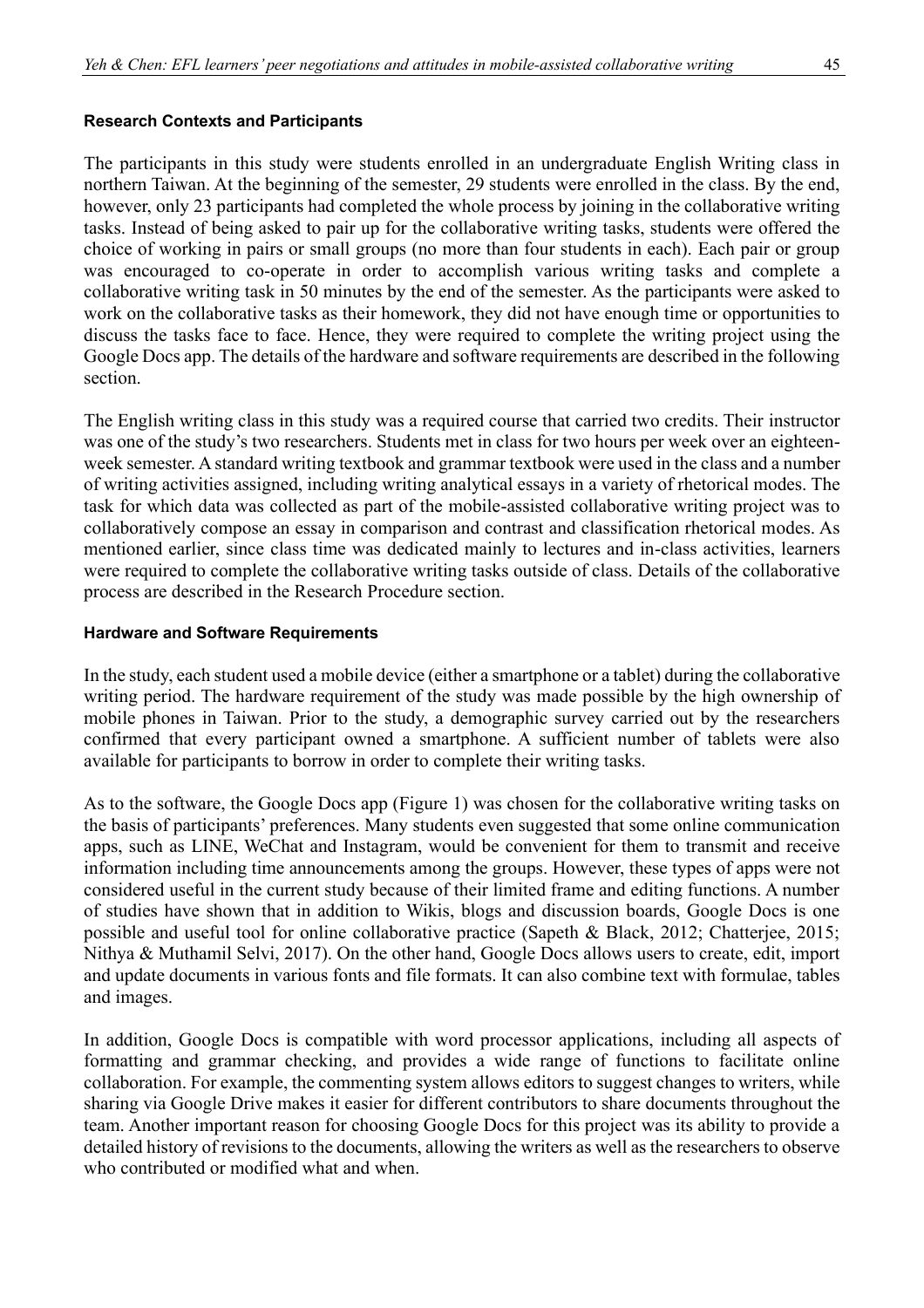### Research Contexts and Participants

The participants in this study were students enrolled in an undergraduate English Writing class in northern Taiwan. At the beginning of the semester, 29 students were enrolled in the class. By the end, however, only 23 participants had completed the whole process by joining in the collaborative writing tasks. Instead of being asked to pair up for the collaborative writing tasks, students were offered the choice of working in pairs or small groups (no more than four students in each). Each pair or group was encouraged to co-operate in order to accomplish various writing tasks and complete a collaborative writing task in 50 minutes by the end of the semester. As the participants were asked to work on the collaborative tasks as their homework, they did not have enough time or opportunities to discuss the tasks face to face. Hence, they were required to complete the writing project using the Google Docs app. The details of the hardware and software requirements are described in the following section.

The English writing class in this study was a required course that carried two credits. Their instructor was one of the study's two researchers. Students met in class for two hours per week over an eighteen-week semester. A standard writing textbook and grammar textbook were used in the class and a number of writing activities assigned, including writing analytical essays in a variety of rhetorical modes. The task for which data was collected as part of the mobile-assisted collaborative writing project was to collaboratively compose an essay in comparison and contrast and classification rhetorical modes. As mentioned earlier, since class time was dedicated mainly to lectures and in-class activities, learners were required to complete the collaborative writing tasks outside of class. Details of the collaborative process are described in the Research Procedure section.

### Hardware and Software Requirements

In the study, each student used a mobile device (either a smartphone or a tablet) during the collaborative writing period. The hardware requirement of the study was made possible by the high ownership of mobile phones in Taiwan. Prior to the study, a demographic survey carried out by the researchers confirmed that every participant owned a smartphone. A sufficient number of tablets were also available for participants to borrow in order to complete their writing tasks.

As to the software, the Google Docs app (Figure 1) was chosen for the collaborative writing tasks on the basis of participants' preferences. Many students even suggested that some online communication apps, such as LINE, WeChat and Instagram, would be convenient for them to transmit and receive information including time announcements among the groups. However, these types of apps were not considered useful in the current study because of their limited frame and editing functions. A number of studies have shown that in addition to Wikis, blogs and discussion boards, Google Docs is one possible and useful tool for online collaborative practice (Sapeth & Black, 2012; Chatterjee, 2015; Nithya & Muthamil Selvi, 2017). On the other hand, Google Docs allows users to create, edit, import and update documents in various fonts and file formats. It can also combine text with formulae, tables and images.

In addition, Google Docs is compatible with word processor applications, including all aspects of formatting and grammar checking, and provides a wide range of functions to facilitate online collaboration. For example, the commenting system allows editors to suggest changes to writers, while sharing via Google Drive makes it easier for different contributors to share documents throughout the team. Another important reason for choosing Google Docs for this project was its ability to provide a detailed history of revisions to the documents, allowing the writers as well as the researchers to observe who contributed or modified what and when.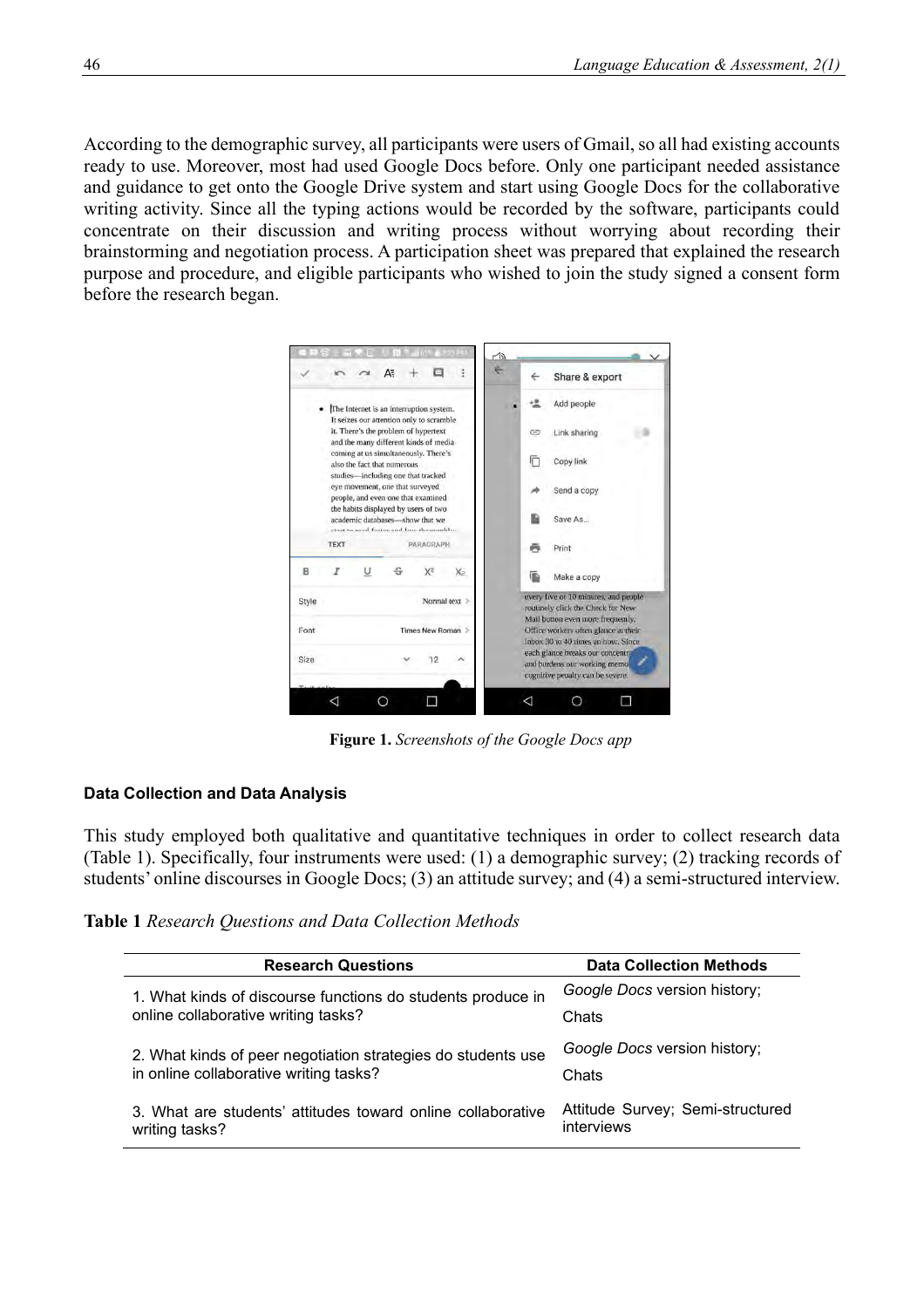According to the demographic survey, all participants were users of Gmail, so all had existing accounts ready to use. Moreover, most had used Google Docs before. Only one participant needed assistance and guidance to get onto the Google Drive system and start using Google Docs for the collaborative writing activity. Since all the typing actions would be recorded by the software, participants could concentrate on their discussion and writing process without worrying about recording their brainstorming and negotiation process. A participation sheet was prepared that explained the research purpose and procedure, and eligible participants who wished to join the study signed a consent form before the research began.

**Figure 1.** *Screenshots of the Google Docs app*

### Data Collection and Data Analysis

This study employed both qualitative and quantitative techniques in order to collect research data (Table 1). Specifically, four instruments were used: (1) a demographic survey; (2) tracking records of students' online discourses in Google Docs; (3) an attitude survey; and (4) a semi-structured interview.

**Table 1** *Research Questions and Data Collection Methods*

| Research Questions | Data Collection Methods |
|---|---|
| 1. What kinds of discourse functions do students produce in online collaborative writing tasks? | *Google Docs* version history; Chats |
| 2. What kinds of peer negotiation strategies do students use in online collaborative writing tasks? | *Google Docs* version history; Chats |
| 3. What are students' attitudes toward online collaborative writing tasks? | Attitude Survey; Semi-structured interviews |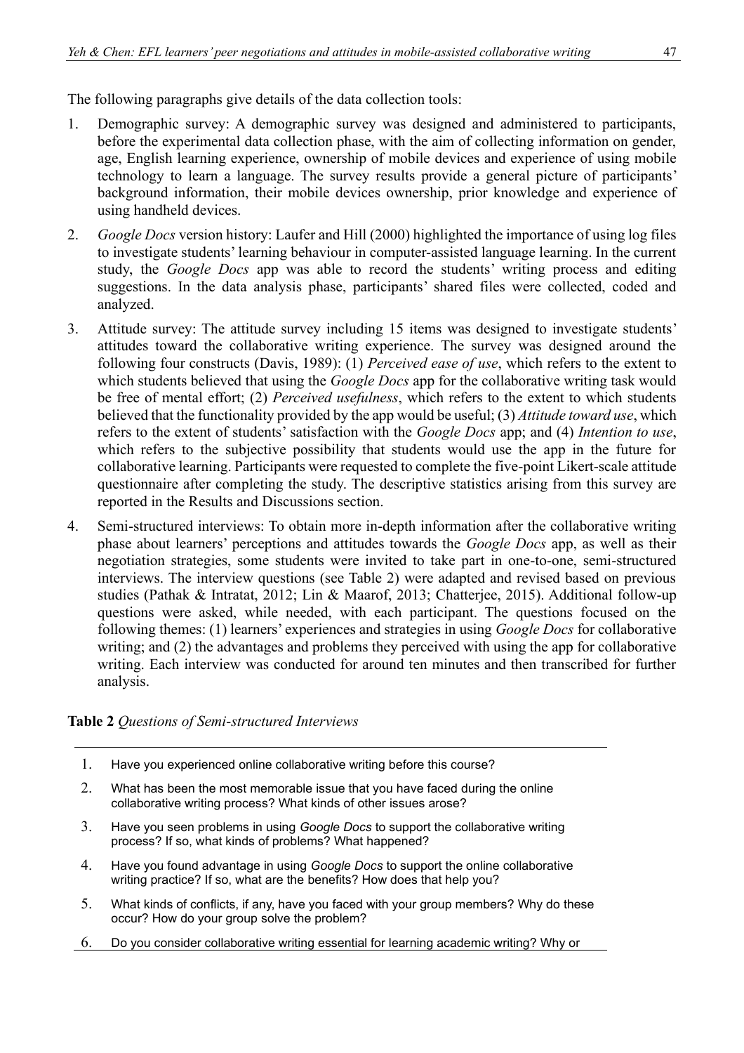The following paragraphs give details of the data collection tools:

1. Demographic survey: A demographic survey was designed and administered to participants, before the experimental data collection phase, with the aim of collecting information on gender, age, English learning experience, ownership of mobile devices and experience of using mobile technology to learn a language. The survey results provide a general picture of participants' background information, their mobile devices ownership, prior knowledge and experience of using handheld devices.
2. *Google Docs* version history: Laufer and Hill (2000) highlighted the importance of using log files to investigate students' learning behaviour in computer-assisted language learning. In the current study, the *Google Docs* app was able to record the students' writing process and editing suggestions. In the data analysis phase, participants' shared files were collected, coded and analyzed.
3. Attitude survey: The attitude survey including 15 items was designed to investigate students' attitudes toward the collaborative writing experience. The survey was designed around the following four constructs (Davis, 1989): (1) *Perceived ease of use*, which refers to the extent to which students believed that using the *Google Docs* app for the collaborative writing task would be free of mental effort; (2) *Perceived usefulness*, which refers to the extent to which students believed that the functionality provided by the app would be useful; (3) *Attitude toward use*, which refers to the extent of students' satisfaction with the *Google Docs* app; and (4) *Intention to use*, which refers to the subjective possibility that students would use the app in the future for collaborative learning. Participants were requested to complete the five-point Likert-scale attitude questionnaire after completing the study. The descriptive statistics arising from this survey are reported in the Results and Discussions section.
4. Semi-structured interviews: To obtain more in-depth information after the collaborative writing phase about learners' perceptions and attitudes towards the *Google Docs* app, as well as their negotiation strategies, some students were invited to take part in one-to-one, semi-structured interviews. The interview questions (see Table 2) were adapted and revised based on previous studies (Pathak & Intratat, 2012; Lin & Maarof, 2013; Chatterjee, 2015). Additional follow-up questions were asked, while needed, with each participant. The questions focused on the following themes: (1) learners' experiences and strategies in using *Google Docs* for collaborative writing; and (2) the advantages and problems they perceived with using the app for collaborative writing. Each interview was conducted for around ten minutes and then transcribed for further analysis.

**Table 2** *Questions of Semi-structured Interviews*

| | |
|---|---|
| 1. | Have you experienced online collaborative writing before this course? |
| 2. | What has been the most memorable issue that you have faced during the online collaborative writing process? What kinds of other issues arose? |
| 3. | Have you seen problems in using *Google Docs* to support the collaborative writing process? If so, what kinds of problems? What happened? |
| 4. | Have you found advantage in using *Google Docs* to support the online collaborative writing practice? If so, what are the benefits? How does that help you? |
| 5. | What kinds of conflicts, if any, have you faced with your group members? Why do these occur? How do your group solve the problem? |
| 6. | Do you consider collaborative writing essential for learning academic writing? Why or |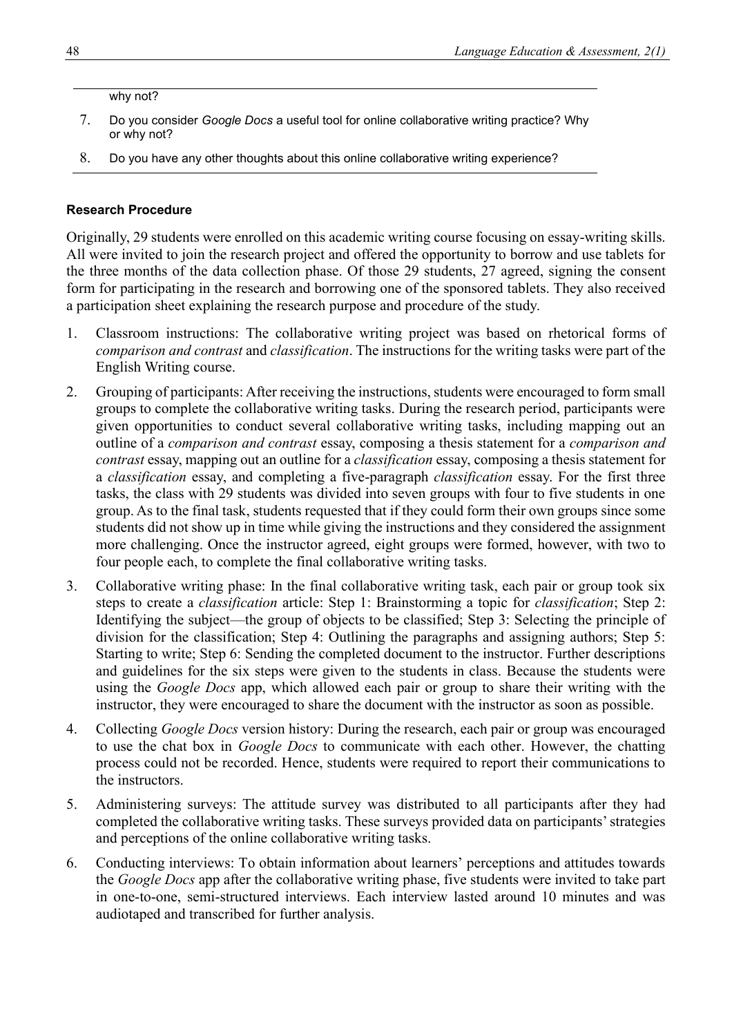why not?

7. Do you consider *Google Docs* a useful tool for online collaborative writing practice? Why or why not?
8. Do you have any other thoughts about this online collaborative writing experience?

**Research Procedure**

Originally, 29 students were enrolled on this academic writing course focusing on essay-writing skills. All were invited to join the research project and offered the opportunity to borrow and use tablets for the three months of the data collection phase. Of those 29 students, 27 agreed, signing the consent form for participating in the research and borrowing one of the sponsored tablets. They also received a participation sheet explaining the research purpose and procedure of the study.

1. Classroom instructions: The collaborative writing project was based on rhetorical forms of *comparison and contrast* and *classification*. The instructions for the writing tasks were part of the English Writing course.
2. Grouping of participants: After receiving the instructions, students were encouraged to form small groups to complete the collaborative writing tasks. During the research period, participants were given opportunities to conduct several collaborative writing tasks, including mapping out an outline of a *comparison and contrast* essay, composing a thesis statement for a *comparison and contrast* essay, mapping out an outline for a *classification* essay, composing a thesis statement for a *classification* essay, and completing a five-paragraph *classification* essay. For the first three tasks, the class with 29 students was divided into seven groups with four to five students in one group. As to the final task, students requested that if they could form their own groups since some students did not show up in time while giving the instructions and they considered the assignment more challenging. Once the instructor agreed, eight groups were formed, however, with two to four people each, to complete the final collaborative writing tasks.
3. Collaborative writing phase: In the final collaborative writing task, each pair or group took six steps to create a *classification* article: Step 1: Brainstorming a topic for *classification*; Step 2: Identifying the subject—the group of objects to be classified; Step 3: Selecting the principle of division for the classification; Step 4: Outlining the paragraphs and assigning authors; Step 5: Starting to write; Step 6: Sending the completed document to the instructor. Further descriptions and guidelines for the six steps were given to the students in class. Because the students were using the *Google Docs* app, which allowed each pair or group to share their writing with the instructor, they were encouraged to share the document with the instructor as soon as possible.
4. Collecting *Google Docs* version history: During the research, each pair or group was encouraged to use the chat box in *Google Docs* to communicate with each other. However, the chatting process could not be recorded. Hence, students were required to report their communications to the instructors.
5. Administering surveys: The attitude survey was distributed to all participants after they had completed the collaborative writing tasks. These surveys provided data on participants' strategies and perceptions of the online collaborative writing tasks.
6. Conducting interviews: To obtain information about learners' perceptions and attitudes towards the *Google Docs* app after the collaborative writing phase, five students were invited to take part in one-to-one, semi-structured interviews. Each interview lasted around 10 minutes and was audiotaped and transcribed for further analysis.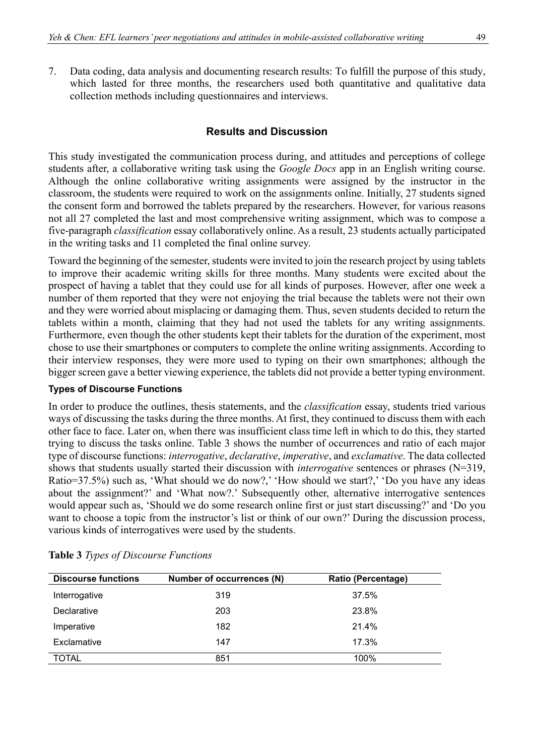7. Data coding, data analysis and documenting research results: To fulfill the purpose of this study, which lasted for three months, the researchers used both quantitative and qualitative data collection methods including questionnaires and interviews.

## Results and Discussion

This study investigated the communication process during, and attitudes and perceptions of college students after, a collaborative writing task using the *Google Docs* app in an English writing course. Although the online collaborative writing assignments were assigned by the instructor in the classroom, the students were required to work on the assignments online. Initially, 27 students signed the consent form and borrowed the tablets prepared by the researchers. However, for various reasons not all 27 completed the last and most comprehensive writing assignment, which was to compose a five-paragraph *classification* essay collaboratively online. As a result, 23 students actually participated in the writing tasks and 11 completed the final online survey.

Toward the beginning of the semester, students were invited to join the research project by using tablets to improve their academic writing skills for three months. Many students were excited about the prospect of having a tablet that they could use for all kinds of purposes. However, after one week a number of them reported that they were not enjoying the trial because the tablets were not their own and they were worried about misplacing or damaging them. Thus, seven students decided to return the tablets within a month, claiming that they had not used the tablets for any writing assignments. Furthermore, even though the other students kept their tablets for the duration of the experiment, most chose to use their smartphones or computers to complete the online writing assignments. According to their interview responses, they were more used to typing on their own smartphones; although the bigger screen gave a better viewing experience, the tablets did not provide a better typing environment.

### Types of Discourse Functions

In order to produce the outlines, thesis statements, and the *classification* essay, students tried various ways of discussing the tasks during the three months. At first, they continued to discuss them with each other face to face. Later on, when there was insufficient class time left in which to do this, they started trying to discuss the tasks online. Table 3 shows the number of occurrences and ratio of each major type of discourse functions: *interrogative*, *declarative*, *imperative*, and *exclamative*. The data collected shows that students usually started their discussion with *interrogative* sentences or phrases (N=319, Ratio=37.5%) such as, 'What should we do now?,' 'How should we start?,' 'Do you have any ideas about the assignment?' and 'What now?.' Subsequently other, alternative interrogative sentences would appear such as, 'Should we do some research online first or just start discussing?' and 'Do you want to choose a topic from the instructor's list or think of our own?' During the discussion process, various kinds of interrogatives were used by the students.

**Table 3** *Types of Discourse Functions*

| Discourse functions | Number of occurrences (N) | Ratio (Percentage) |
|---|---|---|
| Interrogative | 319 | 37.5% |
| Declarative | 203 | 23.8% |
| Imperative | 182 | 21.4% |
| Exclamative | 147 | 17.3% |
| TOTAL | 851 | 100% |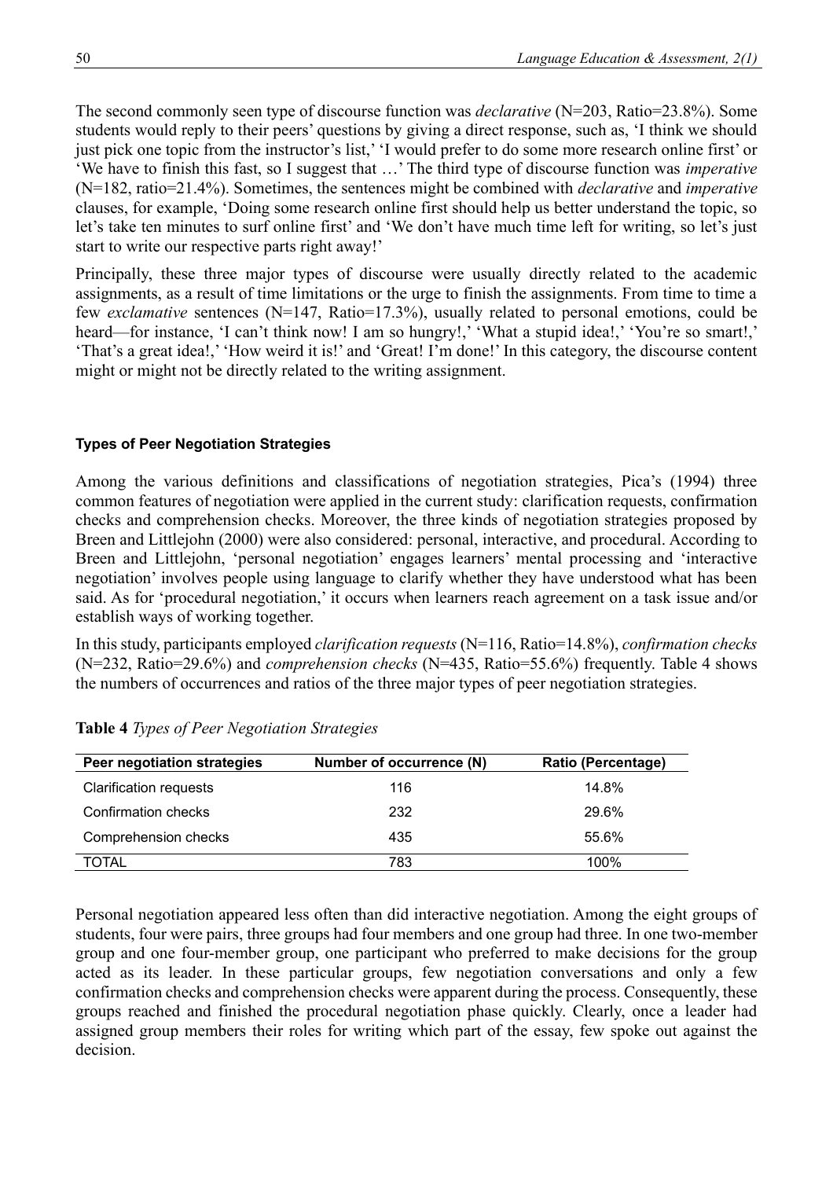The second commonly seen type of discourse function was *declarative* (N=203, Ratio=23.8%). Some students would reply to their peers' questions by giving a direct response, such as, 'I think we should just pick one topic from the instructor's list,' 'I would prefer to do some more research online first' or 'We have to finish this fast, so I suggest that …' The third type of discourse function was *imperative* (N=182, ratio=21.4%). Sometimes, the sentences might be combined with *declarative* and *imperative* clauses, for example, 'Doing some research online first should help us better understand the topic, so let's take ten minutes to surf online first' and 'We don't have much time left for writing, so let's just start to write our respective parts right away!'

Principally, these three major types of discourse were usually directly related to the academic assignments, as a result of time limitations or the urge to finish the assignments. From time to time a few *exclamative* sentences (N=147, Ratio=17.3%), usually related to personal emotions, could be heard—for instance, 'I can't think now! I am so hungry!,' 'What a stupid idea!,' 'You're so smart!,' 'That's a great idea!,' 'How weird it is!' and 'Great! I'm done!' In this category, the discourse content might or might not be directly related to the writing assignment.

#### Types of Peer Negotiation Strategies

Among the various definitions and classifications of negotiation strategies, Pica's (1994) three common features of negotiation were applied in the current study: clarification requests, confirmation checks and comprehension checks. Moreover, the three kinds of negotiation strategies proposed by Breen and Littlejohn (2000) were also considered: personal, interactive, and procedural. According to Breen and Littlejohn, 'personal negotiation' engages learners' mental processing and 'interactive negotiation' involves people using language to clarify whether they have understood what has been said. As for 'procedural negotiation,' it occurs when learners reach agreement on a task issue and/or establish ways of working together.

In this study, participants employed *clarification requests* (N=116, Ratio=14.8%), *confirmation checks* (N=232, Ratio=29.6%) and *comprehension checks* (N=435, Ratio=55.6%) frequently. Table 4 shows the numbers of occurrences and ratios of the three major types of peer negotiation strategies.

**Table 4** *Types of Peer Negotiation Strategies*

| Peer negotiation strategies | Number of occurrence (N) | Ratio (Percentage) |
|---|---|---|
| Clarification requests | 116 | 14.8% |
| Confirmation checks | 232 | 29.6% |
| Comprehension checks | 435 | 55.6% |
| TOTAL | 783 | 100% |

Personal negotiation appeared less often than did interactive negotiation. Among the eight groups of students, four were pairs, three groups had four members and one group had three. In one two-member group and one four-member group, one participant who preferred to make decisions for the group acted as its leader. In these particular groups, few negotiation conversations and only a few confirmation checks and comprehension checks were apparent during the process. Consequently, these groups reached and finished the procedural negotiation phase quickly. Clearly, once a leader had assigned group members their roles for writing which part of the essay, few spoke out against the decision.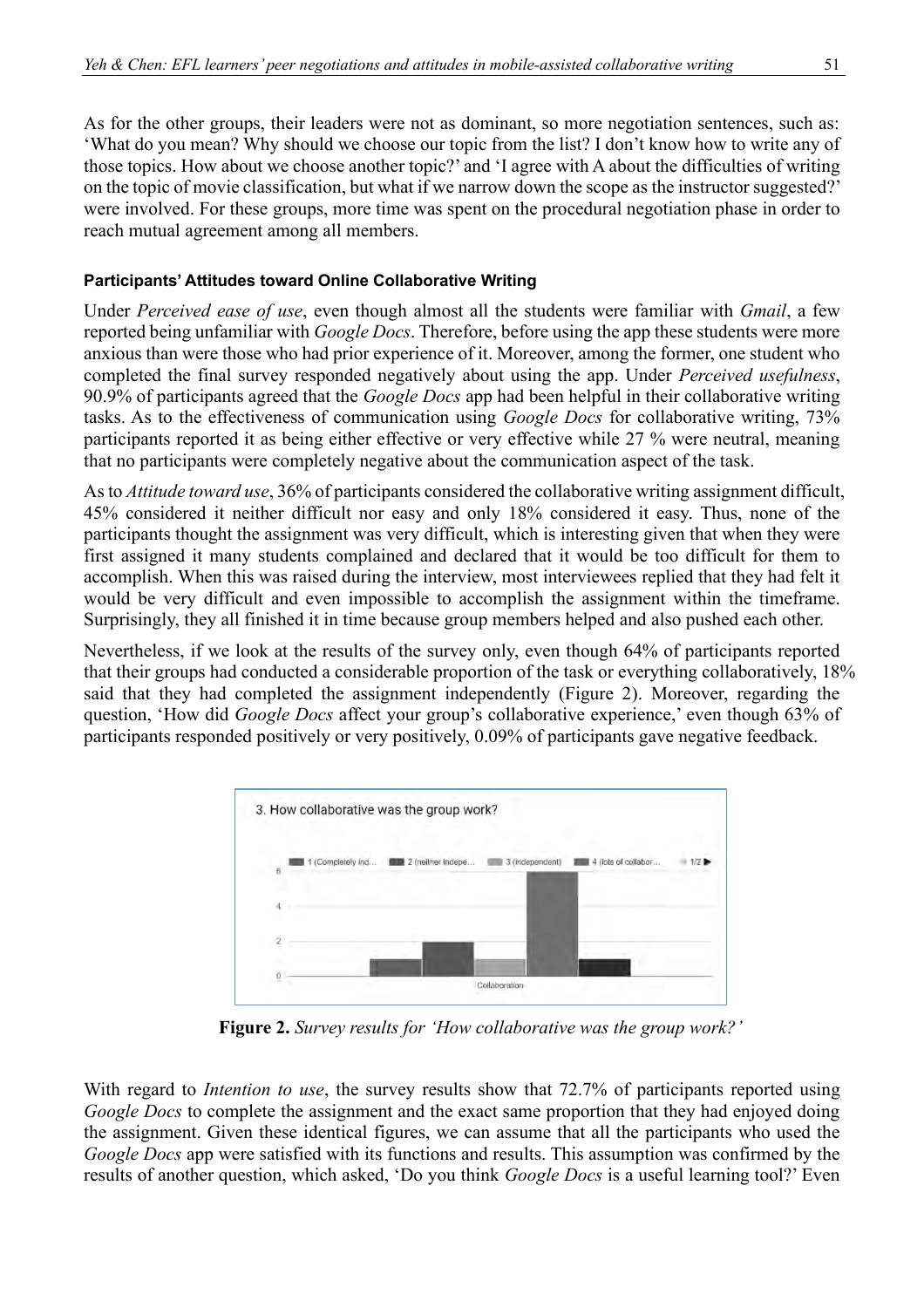As for the other groups, their leaders were not as dominant, so more negotiation sentences, such as: 'What do you mean? Why should we choose our topic from the list? I don't know how to write any of those topics. How about we choose another topic?' and 'I agree with A about the difficulties of writing on the topic of movie classification, but what if we narrow down the scope as the instructor suggested?' were involved. For these groups, more time was spent on the procedural negotiation phase in order to reach mutual agreement among all members.

#### Participants' Attitudes toward Online Collaborative Writing

Under *Perceived ease of use*, even though almost all the students were familiar with *Gmail*, a few reported being unfamiliar with *Google Docs*. Therefore, before using the app these students were more anxious than were those who had prior experience of it. Moreover, among the former, one student who completed the final survey responded negatively about using the app. Under *Perceived usefulness*, 90.9% of participants agreed that the *Google Docs* app had been helpful in their collaborative writing tasks. As to the effectiveness of communication using *Google Docs* for collaborative writing, 73% participants reported it as being either effective or very effective while 27 % were neutral, meaning that no participants were completely negative about the communication aspect of the task.

As to *Attitude toward use*, 36% of participants considered the collaborative writing assignment difficult, 45% considered it neither difficult nor easy and only 18% considered it easy. Thus, none of the participants thought the assignment was very difficult, which is interesting given that when they were first assigned it many students complained and declared that it would be too difficult for them to accomplish. When this was raised during the interview, most interviewees replied that they had felt it would be very difficult and even impossible to accomplish the assignment within the timeframe. Surprisingly, they all finished it in time because group members helped and also pushed each other.

Nevertheless, if we look at the results of the survey only, even though 64% of participants reported that their groups had conducted a considerable proportion of the task or everything collaboratively, 18% said that they had completed the assignment independently (Figure 2). Moreover, regarding the question, 'How did *Google Docs* affect your group's collaborative experience,' even though 63% of participants responded positively or very positively, 0.09% of participants gave negative feedback.

**Figure 2.** *Survey results for 'How collaborative was the group work?'*

With regard to *Intention to use*, the survey results show that 72.7% of participants reported using *Google Docs* to complete the assignment and the exact same proportion that they had enjoyed doing the assignment. Given these identical figures, we can assume that all the participants who used the *Google Docs* app were satisfied with its functions and results. This assumption was confirmed by the results of another question, which asked, 'Do you think *Google Docs* is a useful learning tool?' Even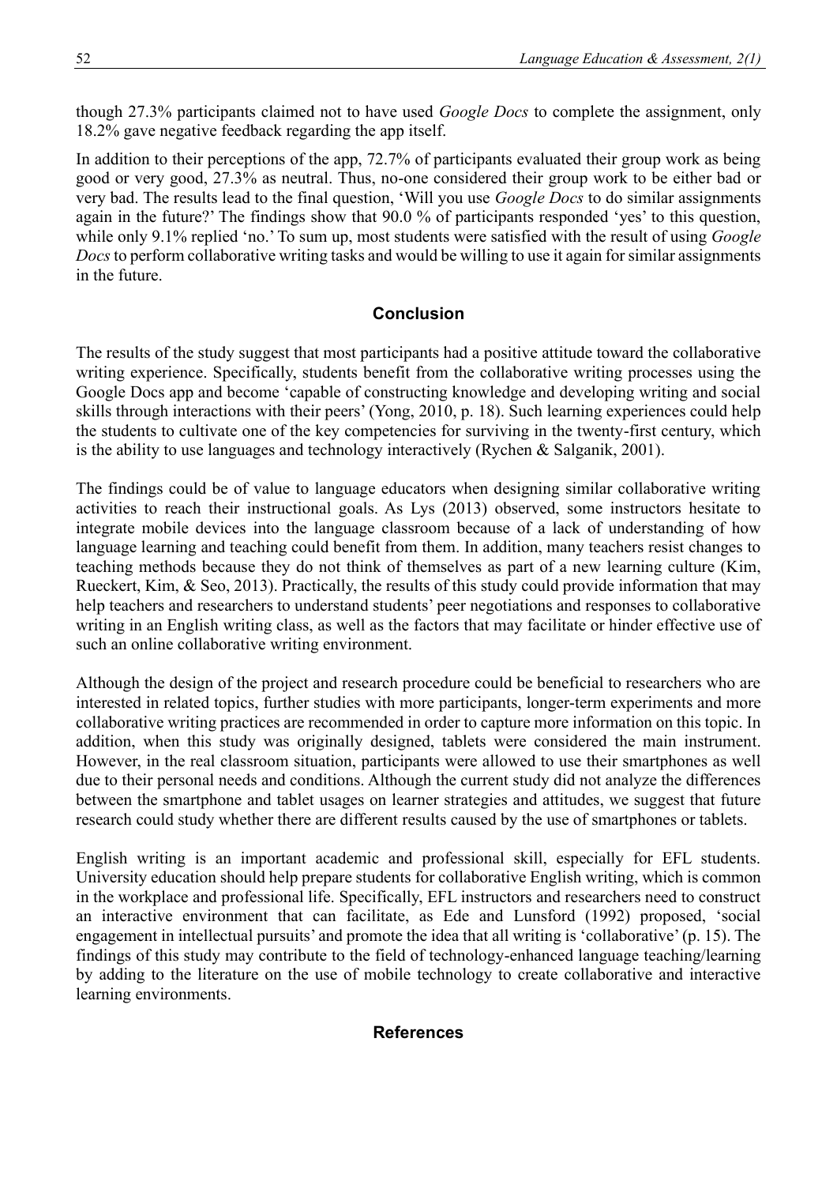though 27.3% participants claimed not to have used *Google Docs* to complete the assignment, only 18.2% gave negative feedback regarding the app itself.

In addition to their perceptions of the app, 72.7% of participants evaluated their group work as being good or very good, 27.3% as neutral. Thus, no-one considered their group work to be either bad or very bad. The results lead to the final question, 'Will you use *Google Docs* to do similar assignments again in the future?' The findings show that 90.0 % of participants responded 'yes' to this question, while only 9.1% replied 'no.' To sum up, most students were satisfied with the result of using *Google Docs* to perform collaborative writing tasks and would be willing to use it again for similar assignments in the future.

## Conclusion

The results of the study suggest that most participants had a positive attitude toward the collaborative writing experience. Specifically, students benefit from the collaborative writing processes using the Google Docs app and become 'capable of constructing knowledge and developing writing and social skills through interactions with their peers' (Yong, 2010, p. 18). Such learning experiences could help the students to cultivate one of the key competencies for surviving in the twenty-first century, which is the ability to use languages and technology interactively (Rychen & Salganik, 2001).

The findings could be of value to language educators when designing similar collaborative writing activities to reach their instructional goals. As Lys (2013) observed, some instructors hesitate to integrate mobile devices into the language classroom because of a lack of understanding of how language learning and teaching could benefit from them. In addition, many teachers resist changes to teaching methods because they do not think of themselves as part of a new learning culture (Kim, Rueckert, Kim, & Seo, 2013). Practically, the results of this study could provide information that may help teachers and researchers to understand students' peer negotiations and responses to collaborative writing in an English writing class, as well as the factors that may facilitate or hinder effective use of such an online collaborative writing environment.

Although the design of the project and research procedure could be beneficial to researchers who are interested in related topics, further studies with more participants, longer-term experiments and more collaborative writing practices are recommended in order to capture more information on this topic. In addition, when this study was originally designed, tablets were considered the main instrument. However, in the real classroom situation, participants were allowed to use their smartphones as well due to their personal needs and conditions. Although the current study did not analyze the differences between the smartphone and tablet usages on learner strategies and attitudes, we suggest that future research could study whether there are different results caused by the use of smartphones or tablets.

English writing is an important academic and professional skill, especially for EFL students. University education should help prepare students for collaborative English writing, which is common in the workplace and professional life. Specifically, EFL instructors and researchers need to construct an interactive environment that can facilitate, as Ede and Lunsford (1992) proposed, 'social engagement in intellectual pursuits' and promote the idea that all writing is 'collaborative' (p. 15). The findings of this study may contribute to the field of technology-enhanced language teaching/learning by adding to the literature on the use of mobile technology to create collaborative and interactive learning environments.

## References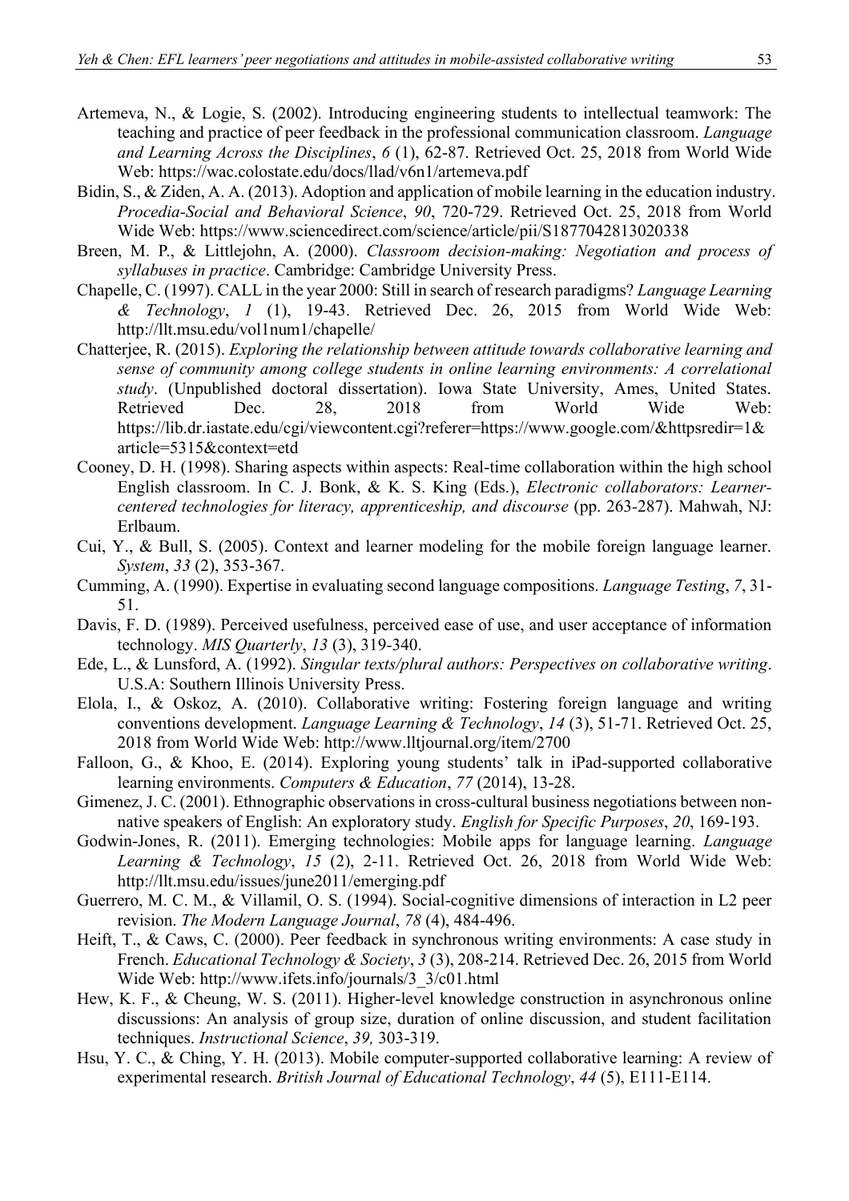Artemeva, N., & Logie, S. (2002). Introducing engineering students to intellectual teamwork: The teaching and practice of peer feedback in the professional communication classroom. *Language and Learning Across the Disciplines*, *6* (1), 62-87. Retrieved Oct. 25, 2018 from World Wide Web: https://wac.colostate.edu/docs/llad/v6n1/artemeva.pdf

Bidin, S., & Ziden, A. A. (2013). Adoption and application of mobile learning in the education industry. *Procedia-Social and Behavioral Science*, *90*, 720-729. Retrieved Oct. 25, 2018 from World Wide Web: https://www.sciencedirect.com/science/article/pii/S1877042813020338

Breen, M. P., & Littlejohn, A. (2000). *Classroom decision-making: Negotiation and process of syllabuses in practice*. Cambridge: Cambridge University Press.

Chapelle, C. (1997). CALL in the year 2000: Still in search of research paradigms? *Language Learning & Technology*, *1* (1), 19-43. Retrieved Dec. 26, 2015 from World Wide Web: http://llt.msu.edu/vol1num1/chapelle/

Chatterjee, R. (2015). *Exploring the relationship between attitude towards collaborative learning and sense of community among college students in online learning environments: A correlational study*. (Unpublished doctoral dissertation). Iowa State University, Ames, United States. Retrieved Dec. 28, 2018 from World Wide Web: https://lib.dr.iastate.edu/cgi/viewcontent.cgi?referer=https://www.google.com/&httpsredir=1&article=5315&context=etd

Cooney, D. H. (1998). Sharing aspects within aspects: Real-time collaboration within the high school English classroom. In C. J. Bonk, & K. S. King (Eds.), *Electronic collaborators: Learner-centered technologies for literacy, apprenticeship, and discourse* (pp. 263-287). Mahwah, NJ: Erlbaum.

Cui, Y., & Bull, S. (2005). Context and learner modeling for the mobile foreign language learner. *System*, *33* (2), 353-367.

Cumming, A. (1990). Expertise in evaluating second language compositions. *Language Testing*, *7*, 31-51.

Davis, F. D. (1989). Perceived usefulness, perceived ease of use, and user acceptance of information technology. *MIS Quarterly*, *13* (3), 319-340.

Ede, L., & Lunsford, A. (1992). *Singular texts/plural authors: Perspectives on collaborative writing*. U.S.A: Southern Illinois University Press.

Elola, I., & Oskoz, A. (2010). Collaborative writing: Fostering foreign language and writing conventions development. *Language Learning & Technology*, *14* (3), 51-71. Retrieved Oct. 25, 2018 from World Wide Web: http://www.lltjournal.org/item/2700

Falloon, G., & Khoo, E. (2014). Exploring young students' talk in iPad-supported collaborative learning environments. *Computers & Education*, *77* (2014), 13-28.

Gimenez, J. C. (2001). Ethnographic observations in cross-cultural business negotiations between non-native speakers of English: An exploratory study. *English for Specific Purposes*, *20*, 169-193.

Godwin-Jones, R. (2011). Emerging technologies: Mobile apps for language learning. *Language Learning & Technology*, *15* (2), 2-11. Retrieved Oct. 26, 2018 from World Wide Web: http://llt.msu.edu/issues/june2011/emerging.pdf

Guerrero, M. C. M., & Villamil, O. S. (1994). Social-cognitive dimensions of interaction in L2 peer revision. *The Modern Language Journal*, *78* (4), 484-496.

Heift, T., & Caws, C. (2000). Peer feedback in synchronous writing environments: A case study in French. *Educational Technology & Society*, *3* (3), 208-214. Retrieved Dec. 26, 2015 from World Wide Web: http://www.ifets.info/journals/3_3/c01.html

Hew, K. F., & Cheung, W. S. (2011). Higher-level knowledge construction in asynchronous online discussions: An analysis of group size, duration of online discussion, and student facilitation techniques. *Instructional Science*, *39,* 303-319.

Hsu, Y. C., & Ching, Y. H. (2013). Mobile computer-supported collaborative learning: A review of experimental research. *British Journal of Educational Technology*, *44* (5), E111-E114.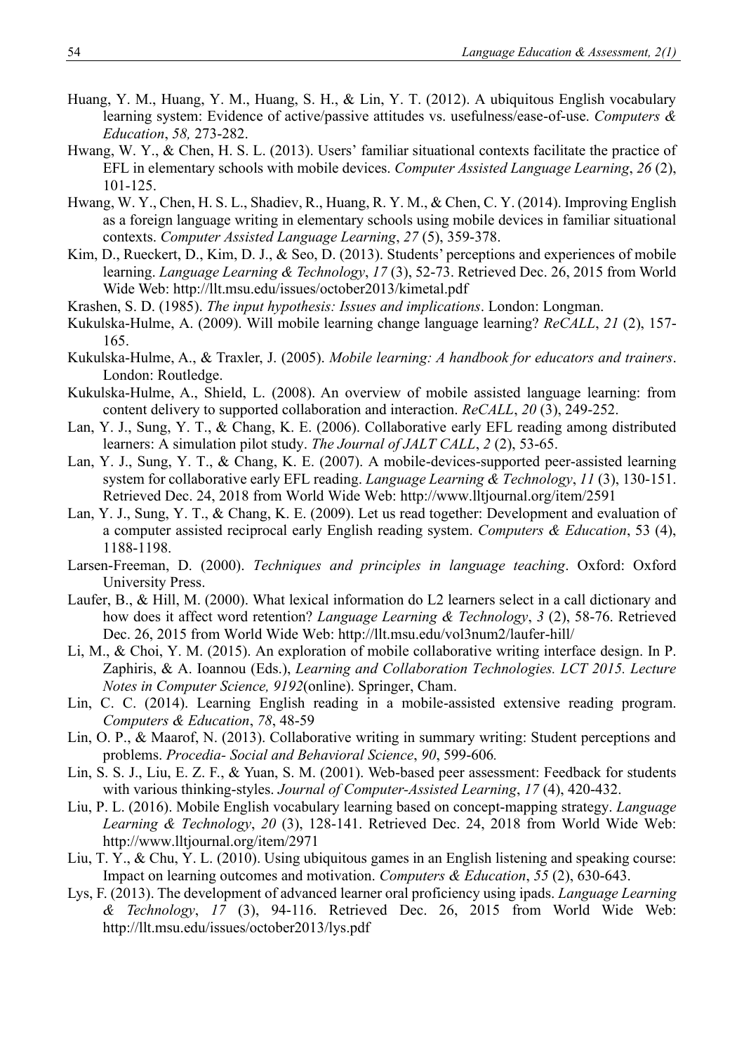Huang, Y. M., Huang, Y. M., Huang, S. H., & Lin, Y. T. (2012). A ubiquitous English vocabulary learning system: Evidence of active/passive attitudes vs. usefulness/ease-of-use. *Computers & Education*, *58,* 273-282.

Hwang, W. Y., & Chen, H. S. L. (2013). Users' familiar situational contexts facilitate the practice of EFL in elementary schools with mobile devices. *Computer Assisted Language Learning*, *26* (2), 101-125.

Hwang, W. Y., Chen, H. S. L., Shadiev, R., Huang, R. Y. M., & Chen, C. Y. (2014). Improving English as a foreign language writing in elementary schools using mobile devices in familiar situational contexts. *Computer Assisted Language Learning*, *27* (5), 359-378.

Kim, D., Rueckert, D., Kim, D. J., & Seo, D. (2013). Students' perceptions and experiences of mobile learning. *Language Learning & Technology*, *17* (3), 52-73. Retrieved Dec. 26, 2015 from World Wide Web: http://llt.msu.edu/issues/october2013/kimetal.pdf

Krashen, S. D. (1985). *The input hypothesis: Issues and implications*. London: Longman.

Kukulska-Hulme, A. (2009). Will mobile learning change language learning? *ReCALL*, *21* (2), 157-165.

Kukulska-Hulme, A., & Traxler, J. (2005). *Mobile learning: A handbook for educators and trainers*. London: Routledge.

Kukulska-Hulme, A., Shield, L. (2008). An overview of mobile assisted language learning: from content delivery to supported collaboration and interaction. *ReCALL*, *20* (3), 249-252.

Lan, Y. J., Sung, Y. T., & Chang, K. E. (2006). Collaborative early EFL reading among distributed learners: A simulation pilot study. *The Journal of JALT CALL*, *2* (2), 53-65.

Lan, Y. J., Sung, Y. T., & Chang, K. E. (2007). A mobile-devices-supported peer-assisted learning system for collaborative early EFL reading. *Language Learning & Technology*, *11* (3), 130-151. Retrieved Dec. 24, 2018 from World Wide Web: http://www.lltjournal.org/item/2591

Lan, Y. J., Sung, Y. T., & Chang, K. E. (2009). Let us read together: Development and evaluation of a computer assisted reciprocal early English reading system. *Computers & Education*, 53 (4), 1188-1198.

Larsen-Freeman, D. (2000). *Techniques and principles in language teaching*. Oxford: Oxford University Press.

Laufer, B., & Hill, M. (2000). What lexical information do L2 learners select in a call dictionary and how does it affect word retention? *Language Learning & Technology*, *3* (2), 58-76. Retrieved Dec. 26, 2015 from World Wide Web: http://llt.msu.edu/vol3num2/laufer-hill/

Li, M., & Choi, Y. M. (2015). An exploration of mobile collaborative writing interface design. In P. Zaphiris, & A. Ioannou (Eds.), *Learning and Collaboration Technologies. LCT 2015. Lecture Notes in Computer Science, 9192*(online). Springer, Cham.

Lin, C. C. (2014). Learning English reading in a mobile-assisted extensive reading program. *Computers & Education*, *78*, 48-59

Lin, O. P., & Maarof, N. (2013). Collaborative writing in summary writing: Student perceptions and problems. *Procedia- Social and Behavioral Science*, *90*, 599-606*.*

Lin, S. S. J., Liu, E. Z. F., & Yuan, S. M. (2001). Web-based peer assessment: Feedback for students with various thinking-styles. *Journal of Computer-Assisted Learning*, *17* (4), 420-432.

Liu, P. L. (2016). Mobile English vocabulary learning based on concept-mapping strategy. *Language Learning & Technology*, *20* (3), 128-141. Retrieved Dec. 24, 2018 from World Wide Web: http://www.lltjournal.org/item/2971

Liu, T. Y., & Chu, Y. L. (2010). Using ubiquitous games in an English listening and speaking course: Impact on learning outcomes and motivation. *Computers & Education*, *55* (2), 630-643.

Lys, F. (2013). The development of advanced learner oral proficiency using ipads. *Language Learning & Technology*, *17* (3), 94-116. Retrieved Dec. 26, 2015 from World Wide Web: http://llt.msu.edu/issues/october2013/lys.pdf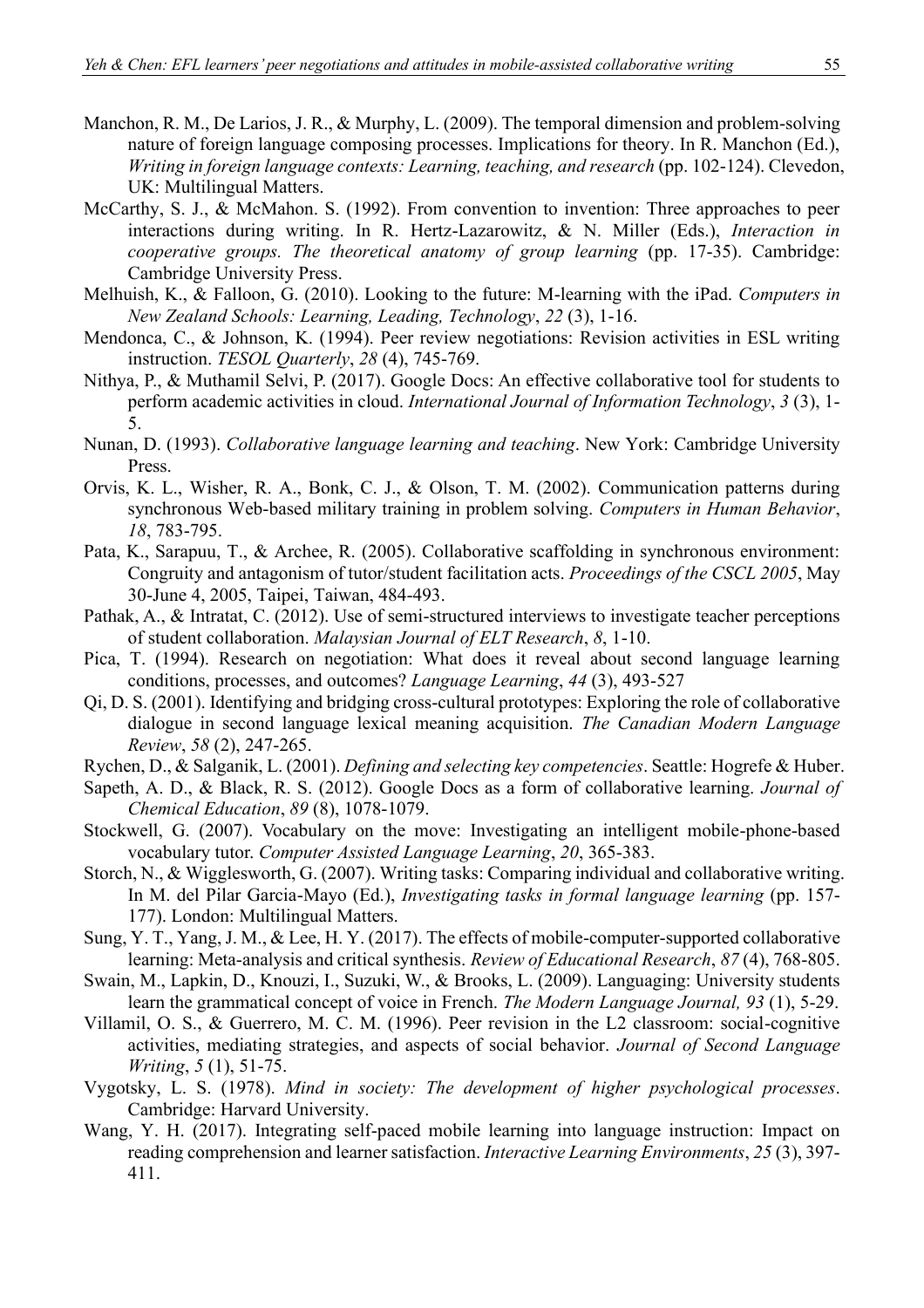Manchon, R. M., De Larios, J. R., & Murphy, L. (2009). The temporal dimension and problem-solving nature of foreign language composing processes. Implications for theory. In R. Manchon (Ed.), *Writing in foreign language contexts: Learning, teaching, and research* (pp. 102-124). Clevedon, UK: Multilingual Matters.

McCarthy, S. J., & McMahon. S. (1992). From convention to invention: Three approaches to peer interactions during writing. In R. Hertz-Lazarowitz, & N. Miller (Eds.), *Interaction in cooperative groups. The theoretical anatomy of group learning* (pp. 17-35). Cambridge: Cambridge University Press.

Melhuish, K., & Falloon, G. (2010). Looking to the future: M-learning with the iPad. *Computers in New Zealand Schools: Learning, Leading, Technology*, *22* (3), 1-16.

Mendonca, C., & Johnson, K. (1994). Peer review negotiations: Revision activities in ESL writing instruction. *TESOL Quarterly*, *28* (4), 745-769.

Nithya, P., & Muthamil Selvi, P. (2017). Google Docs: An effective collaborative tool for students to perform academic activities in cloud. *International Journal of Information Technology*, *3* (3), 1-5.

Nunan, D. (1993). *Collaborative language learning and teaching*. New York: Cambridge University Press.

Orvis, K. L., Wisher, R. A., Bonk, C. J., & Olson, T. M. (2002). Communication patterns during synchronous Web-based military training in problem solving. *Computers in Human Behavior*, *18*, 783-795.

Pata, K., Sarapuu, T., & Archee, R. (2005). Collaborative scaffolding in synchronous environment: Congruity and antagonism of tutor/student facilitation acts. *Proceedings of the CSCL 2005*, May 30-June 4, 2005, Taipei, Taiwan, 484-493.

Pathak, A., & Intratat, C. (2012). Use of semi-structured interviews to investigate teacher perceptions of student collaboration. *Malaysian Journal of ELT Research*, *8*, 1-10.

Pica, T. (1994). Research on negotiation: What does it reveal about second language learning conditions, processes, and outcomes? *Language Learning*, *44* (3), 493-527

Qi, D. S. (2001). Identifying and bridging cross-cultural prototypes: Exploring the role of collaborative dialogue in second language lexical meaning acquisition. *The Canadian Modern Language Review*, *58* (2), 247-265.

Rychen, D., & Salganik, L. (2001). *Defining and selecting key competencies*. Seattle: Hogrefe & Huber.

Sapeth, A. D., & Black, R. S. (2012). Google Docs as a form of collaborative learning. *Journal of Chemical Education*, *89* (8), 1078-1079.

Stockwell, G. (2007). Vocabulary on the move: Investigating an intelligent mobile-phone-based vocabulary tutor. *Computer Assisted Language Learning*, *20*, 365-383.

Storch, N., & Wigglesworth, G. (2007). Writing tasks: Comparing individual and collaborative writing. In M. del Pilar Garcia-Mayo (Ed.), *Investigating tasks in formal language learning* (pp. 157-177). London: Multilingual Matters.

Sung, Y. T., Yang, J. M., & Lee, H. Y. (2017). The effects of mobile-computer-supported collaborative learning: Meta-analysis and critical synthesis. *Review of Educational Research*, *87* (4), 768-805.

Swain, M., Lapkin, D., Knouzi, I., Suzuki, W., & Brooks, L. (2009). Languaging: University students learn the grammatical concept of voice in French. *The Modern Language Journal, 93* (1), 5-29.

Villamil, O. S., & Guerrero, M. C. M. (1996). Peer revision in the L2 classroom: social-cognitive activities, mediating strategies, and aspects of social behavior. *Journal of Second Language Writing*, *5* (1), 51-75.

Vygotsky, L. S. (1978). *Mind in society: The development of higher psychological processes*. Cambridge: Harvard University.

Wang, Y. H. (2017). Integrating self-paced mobile learning into language instruction: Impact on reading comprehension and learner satisfaction. *Interactive Learning Environments*, *25* (3), 397-411.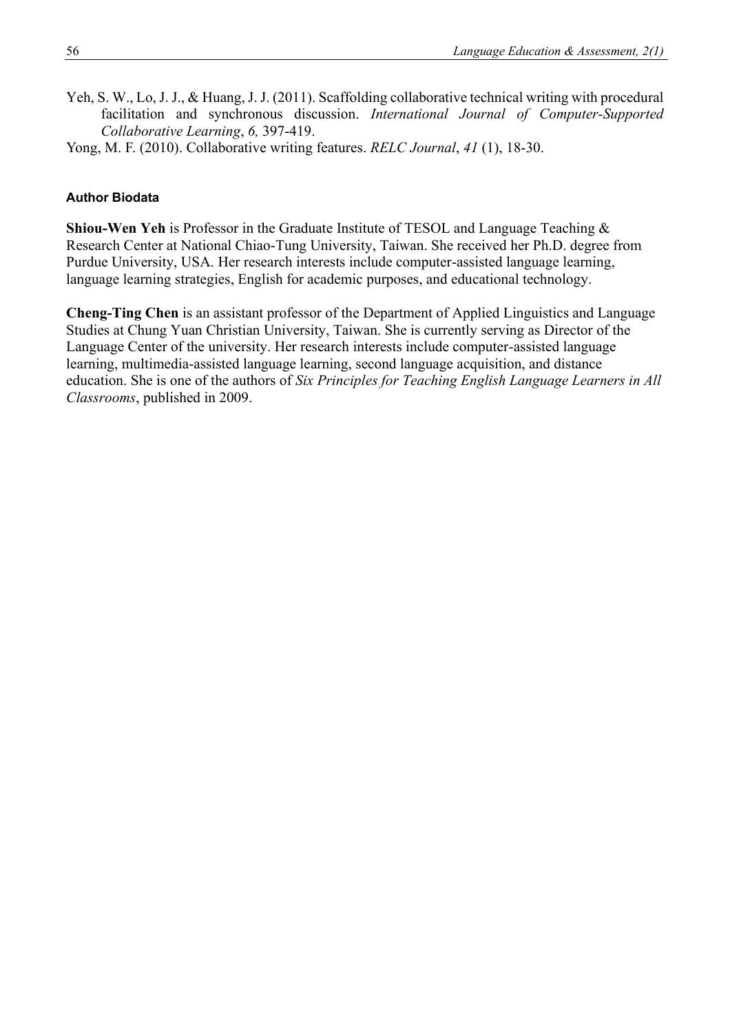Yeh, S. W., Lo, J. J., & Huang, J. J. (2011). Scaffolding collaborative technical writing with procedural facilitation and synchronous discussion. *International Journal of Computer-Supported Collaborative Learning*, *6,* 397-419.

Yong, M. F. (2010). Collaborative writing features. *RELC Journal*, *41* (1), 18-30.

#### Author Biodata

**Shiou-Wen Yeh** is Professor in the Graduate Institute of TESOL and Language Teaching & Research Center at National Chiao-Tung University, Taiwan. She received her Ph.D. degree from Purdue University, USA. Her research interests include computer-assisted language learning, language learning strategies, English for academic purposes, and educational technology.

**Cheng-Ting Chen** is an assistant professor of the Department of Applied Linguistics and Language Studies at Chung Yuan Christian University, Taiwan. She is currently serving as Director of the Language Center of the university. Her research interests include computer-assisted language learning, multimedia-assisted language learning, second language acquisition, and distance education. She is one of the authors of *Six Principles for Teaching English Language Learners in All Classrooms*, published in 2009.